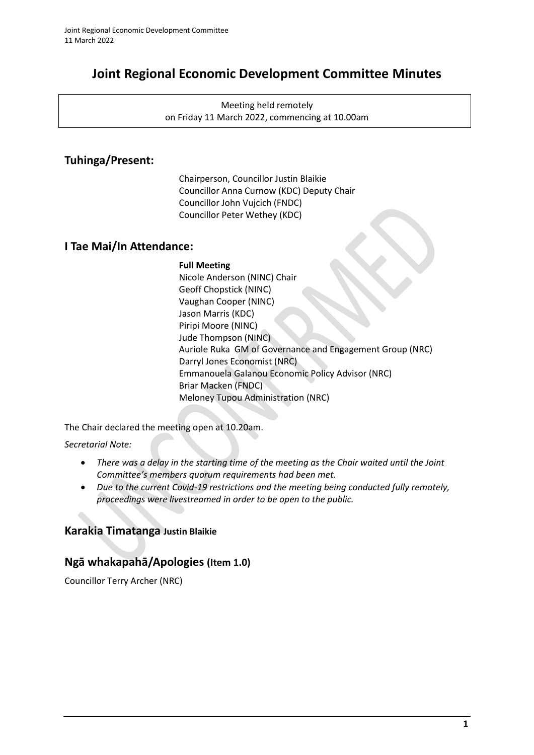# Joint Regional Economic Development Committee Minutes

Meeting held remotely
on Friday 11 March 2022, commencing at 10.00am

## Tuhinga/Present:

Chairperson, Councillor Justin Blaikie
Councillor Anna Curnow (KDC) Deputy Chair
Councillor John Vujcich (FNDC)
Councillor Peter Wethey (KDC)

## I Tae Mai/In Attendance:

**Full Meeting**
Nicole Anderson (NINC) Chair
Geoff Chopstick (NINC)
Vaughan Cooper (NINC)
Jason Marris (KDC)
Piripi Moore (NINC)
Jude Thompson (NINC)
Auriole Ruka GM of Governance and Engagement Group (NRC)
Darryl Jones Economist (NRC)
Emmanouela Galanou Economic Policy Advisor (NRC)
Briar Macken (FNDC)
Meloney Tupou Administration (NRC)

The Chair declared the meeting open at 10.20am.

*Secretarial Note:*

- *There was a delay in the starting time of the meeting as the Chair waited until the Joint Committee's members quorum requirements had been met.*
- *Due to the current Covid-19 restrictions and the meeting being conducted fully remotely, proceedings were livestreamed in order to be open to the public.*

## Karakia Timatanga Justin Blaikie

## Ngā whakapahā/Apologies (Item 1.0)

Councillor Terry Archer (NRC)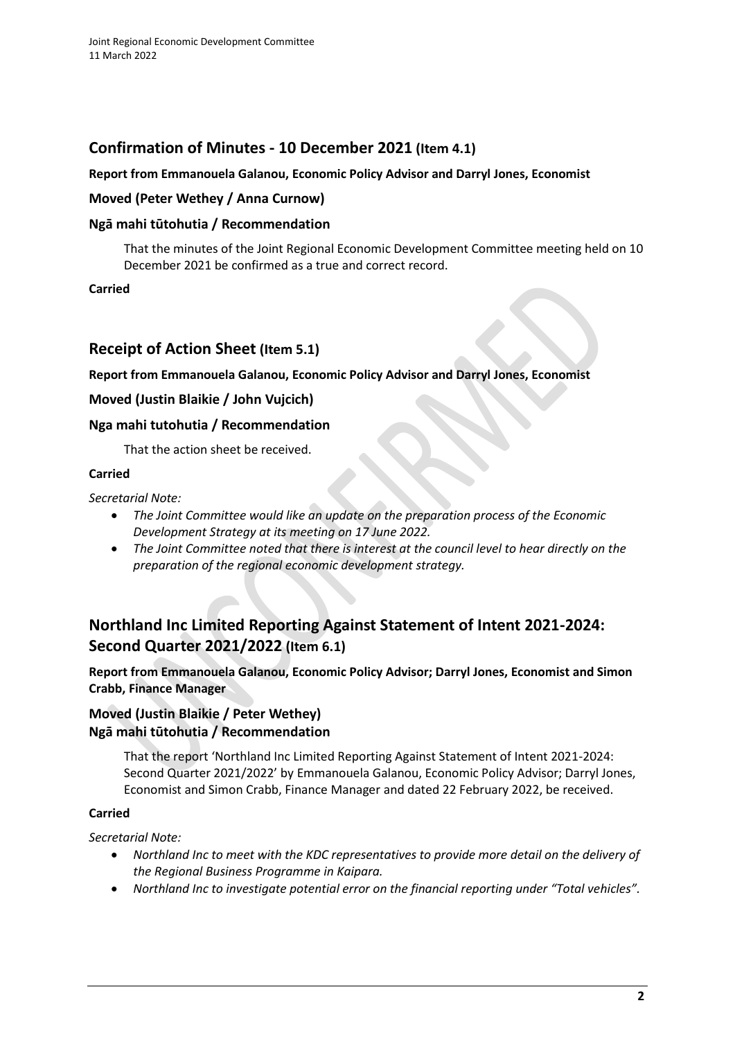## Confirmation of Minutes - 10 December 2021 (Item 4.1)

**Report from Emmanouela Galanou, Economic Policy Advisor and Darryl Jones, Economist**

### Moved (Peter Wethey / Anna Curnow)

### Ngā mahi tūtohutia / Recommendation

That the minutes of the Joint Regional Economic Development Committee meeting held on 10 December 2021 be confirmed as a true and correct record.

**Carried**

## Receipt of Action Sheet (Item 5.1)

**Report from Emmanouela Galanou, Economic Policy Advisor and Darryl Jones, Economist**

### Moved (Justin Blaikie / John Vujcich)

### Nga mahi tutohutia / Recommendation

That the action sheet be received.

**Carried**

*Secretarial Note:*

- *The Joint Committee would like an update on the preparation process of the Economic Development Strategy at its meeting on 17 June 2022.*
- *The Joint Committee noted that there is interest at the council level to hear directly on the preparation of the regional economic development strategy.*

## Northland Inc Limited Reporting Against Statement of Intent 2021-2024: Second Quarter 2021/2022 (Item 6.1)

**Report from Emmanouela Galanou, Economic Policy Advisor; Darryl Jones, Economist and Simon Crabb, Finance Manager**

### Moved (Justin Blaikie / Peter Wethey)
### Ngā mahi tūtohutia / Recommendation

That the report 'Northland Inc Limited Reporting Against Statement of Intent 2021-2024: Second Quarter 2021/2022' by Emmanouela Galanou, Economic Policy Advisor; Darryl Jones, Economist and Simon Crabb, Finance Manager and dated 22 February 2022, be received.

**Carried**

*Secretarial Note:*

- *Northland Inc to meet with the KDC representatives to provide more detail on the delivery of the Regional Business Programme in Kaipara.*
- *Northland Inc to investigate potential error on the financial reporting under "Total vehicles".*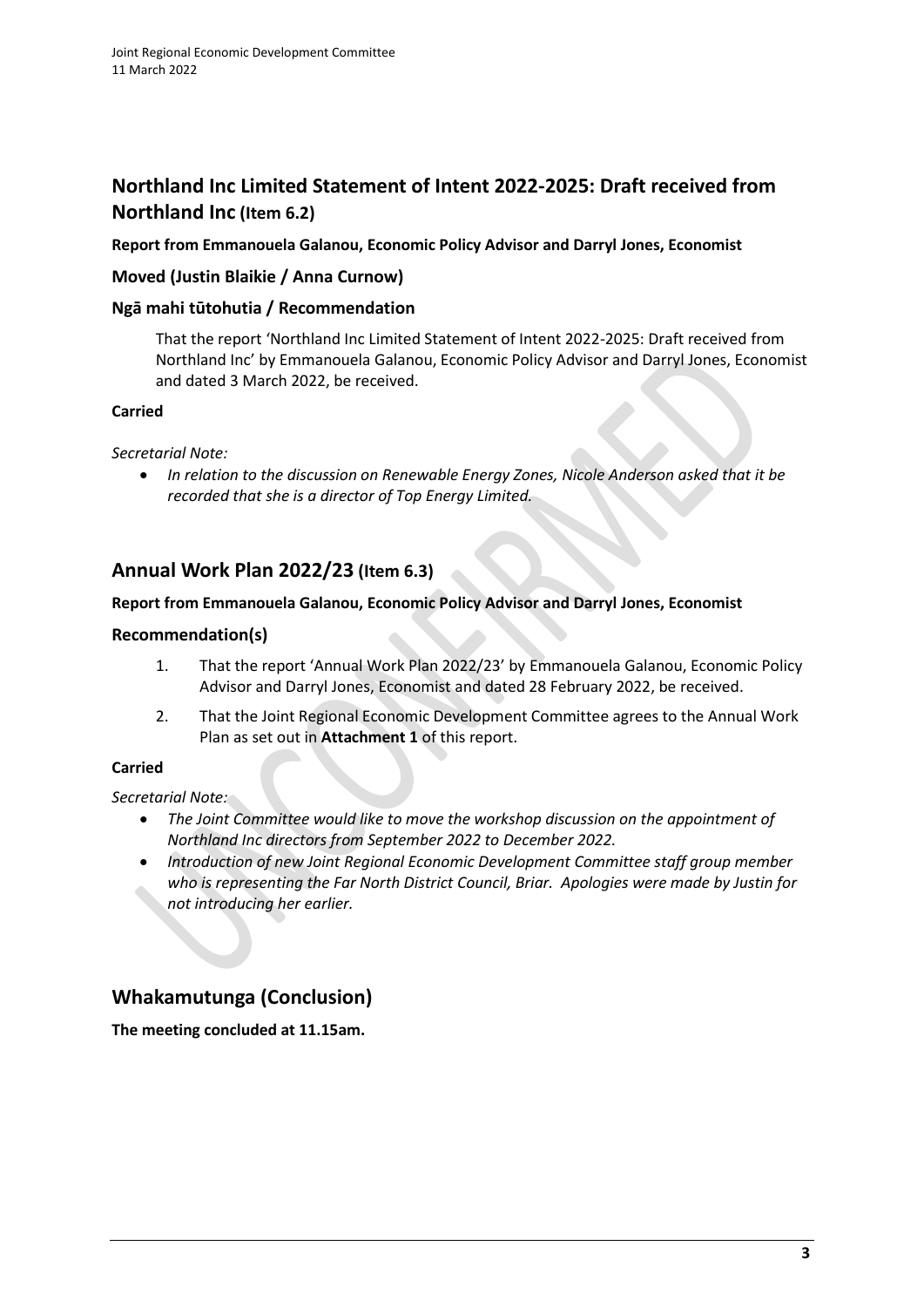## Northland Inc Limited Statement of Intent 2022-2025: Draft received from Northland Inc (Item 6.2)

**Report from Emmanouela Galanou, Economic Policy Advisor and Darryl Jones, Economist**

### Moved (Justin Blaikie / Anna Curnow)

### Ngā mahi tūtohutia / Recommendation

That the report 'Northland Inc Limited Statement of Intent 2022-2025: Draft received from Northland Inc' by Emmanouela Galanou, Economic Policy Advisor and Darryl Jones, Economist and dated 3 March 2022, be received.

**Carried**

*Secretarial Note:*

- *In relation to the discussion on Renewable Energy Zones, Nicole Anderson asked that it be recorded that she is a director of Top Energy Limited.*

## Annual Work Plan 2022/23 (Item 6.3)

**Report from Emmanouela Galanou, Economic Policy Advisor and Darryl Jones, Economist**

### Recommendation(s)

1. That the report 'Annual Work Plan 2022/23' by Emmanouela Galanou, Economic Policy Advisor and Darryl Jones, Economist and dated 28 February 2022, be received.
2. That the Joint Regional Economic Development Committee agrees to the Annual Work Plan as set out in **Attachment 1** of this report.

**Carried**

*Secretarial Note:*

- *The Joint Committee would like to move the workshop discussion on the appointment of Northland Inc directors from September 2022 to December 2022.*
- *Introduction of new Joint Regional Economic Development Committee staff group member who is representing the Far North District Council, Briar. Apologies were made by Justin for not introducing her earlier.*

## Whakamutunga (Conclusion)

**The meeting concluded at 11.15am.**